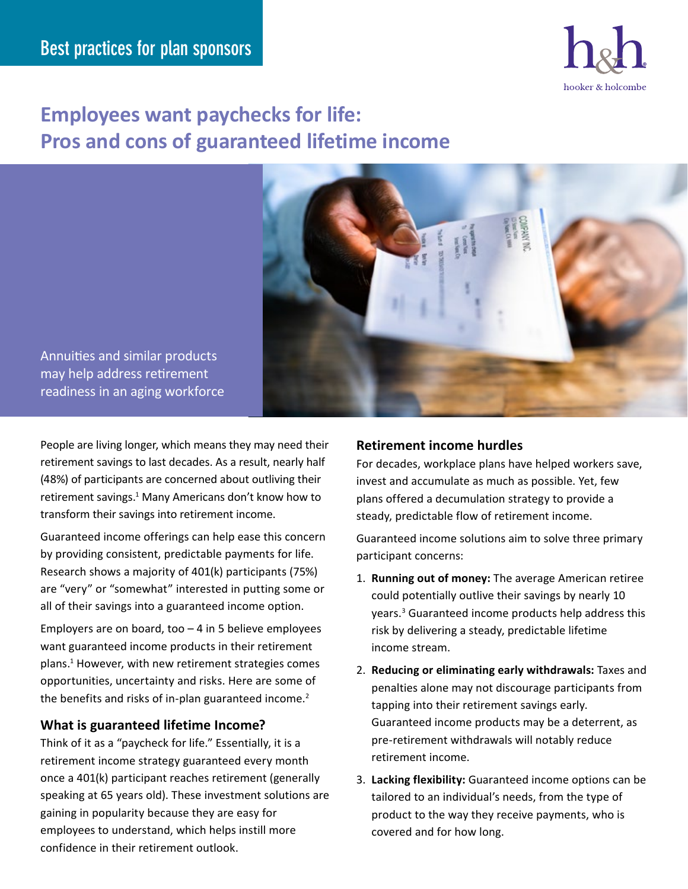Best practices for plan sponsors

hooker & holcombe

# Employees want paychecks for life: Pros and cons of guaranteed lifetime income

Annuities and similar products may help address retirement readiness in an aging workforce

People are living longer, which means they may need their retirement savings to last decades. As a result, nearly half (48%) of participants are concerned about outliving their retirement savings.[1] Many Americans don't know how to transform their savings into retirement income.

Guaranteed income offerings can help ease this concern by providing consistent, predictable payments for life. Research shows a majority of 401(k) participants (75%) are "very" or "somewhat" interested in putting some or all of their savings into a guaranteed income option.

Employers are on board, too – 4 in 5 believe employees want guaranteed income products in their retirement plans.[1] However, with new retirement strategies comes opportunities, uncertainty and risks. Here are some of the benefits and risks of in-plan guaranteed income.[2]

## What is guaranteed lifetime Income?

Think of it as a "paycheck for life." Essentially, it is a retirement income strategy guaranteed every month once a 401(k) participant reaches retirement (generally speaking at 65 years old). These investment solutions are gaining in popularity because they are easy for employees to understand, which helps instill more confidence in their retirement outlook.

## Retirement income hurdles

For decades, workplace plans have helped workers save, invest and accumulate as much as possible. Yet, few plans offered a decumulation strategy to provide a steady, predictable flow of retirement income.

Guaranteed income solutions aim to solve three primary participant concerns:

1. **Running out of money:** The average American retiree could potentially outlive their savings by nearly 10 years.[3] Guaranteed income products help address this risk by delivering a steady, predictable lifetime income stream.
2. **Reducing or eliminating early withdrawals:** Taxes and penalties alone may not discourage participants from tapping into their retirement savings early. Guaranteed income products may be a deterrent, as pre-retirement withdrawals will notably reduce retirement income.
3. **Lacking flexibility:** Guaranteed income options can be tailored to an individual's needs, from the type of product to the way they receive payments, who is covered and for how long.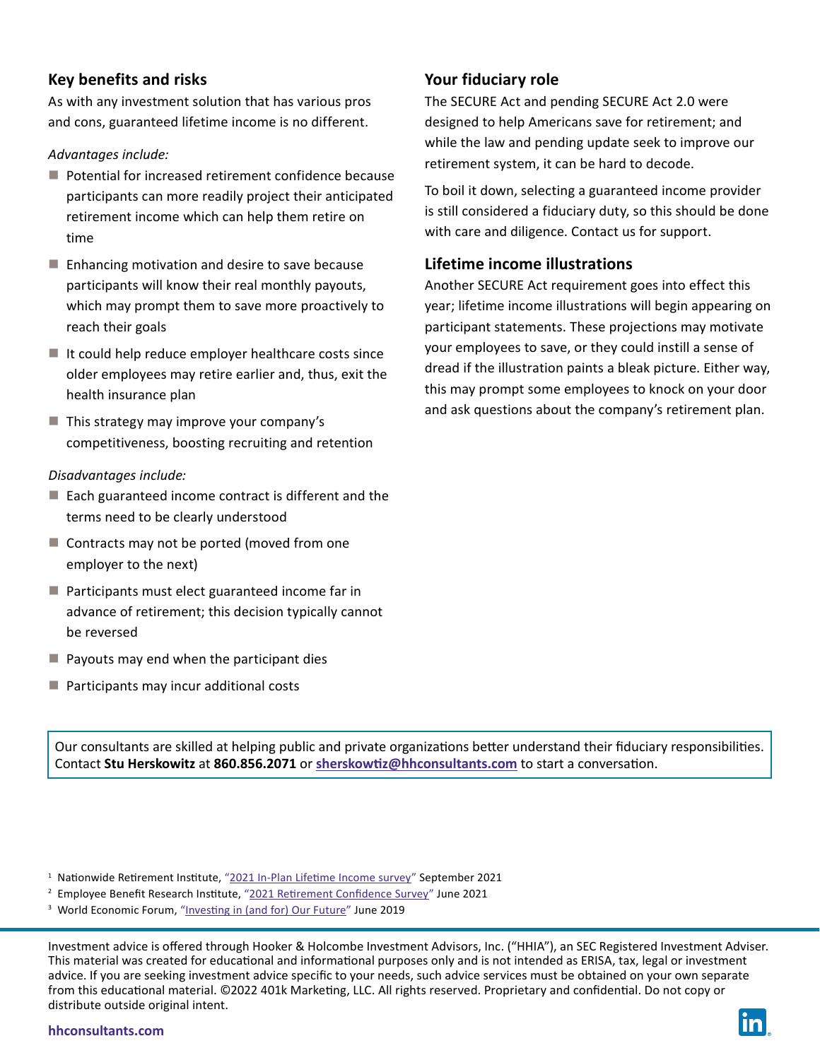## Key benefits and risks

As with any investment solution that has various pros and cons, guaranteed lifetime income is no different.

*Advantages include:*

- Potential for increased retirement confidence because participants can more readily project their anticipated retirement income which can help them retire on time
- Enhancing motivation and desire to save because participants will know their real monthly payouts, which may prompt them to save more proactively to reach their goals
- It could help reduce employer healthcare costs since older employees may retire earlier and, thus, exit the health insurance plan
- This strategy may improve your company's competitiveness, boosting recruiting and retention

*Disadvantages include:*

- Each guaranteed income contract is different and the terms need to be clearly understood
- Contracts may not be ported (moved from one employer to the next)
- Participants must elect guaranteed income far in advance of retirement; this decision typically cannot be reversed
- Payouts may end when the participant dies
- Participants may incur additional costs

## Your fiduciary role

The SECURE Act and pending SECURE Act 2.0 were designed to help Americans save for retirement; and while the law and pending update seek to improve our retirement system, it can be hard to decode.

To boil it down, selecting a guaranteed income provider is still considered a fiduciary duty, so this should be done with care and diligence. Contact us for support.

## Lifetime income illustrations

Another SECURE Act requirement goes into effect this year; lifetime income illustrations will begin appearing on participant statements. These projections may motivate your employees to save, or they could instill a sense of dread if the illustration paints a bleak picture. Either way, this may prompt some employees to knock on your door and ask questions about the company's retirement plan.

Our consultants are skilled at helping public and private organizations better understand their fiduciary responsibilities. Contact **Stu Herskowitz** at **860.856.2071** or **sherskowtiz@hhconsultants.com** to start a conversation.

[1] Nationwide Retirement Institute, "2021 In-Plan Lifetime Income survey" September 2021
[2] Employee Benefit Research Institute, "2021 Retirement Confidence Survey" June 2021
[3] World Economic Forum, "Investing in (and for) Our Future" June 2019

Investment advice is offered through Hooker & Holcombe Investment Advisors, Inc. ("HHIA"), an SEC Registered Investment Adviser. This material was created for educational and informational purposes only and is not intended as ERISA, tax, legal or investment advice. If you are seeking investment advice specific to your needs, such advice services must be obtained on your own separate from this educational material. ©2022 401k Marketing, LLC. All rights reserved. Proprietary and confidential. Do not copy or distribute outside original intent.

**hhconsultants.com**